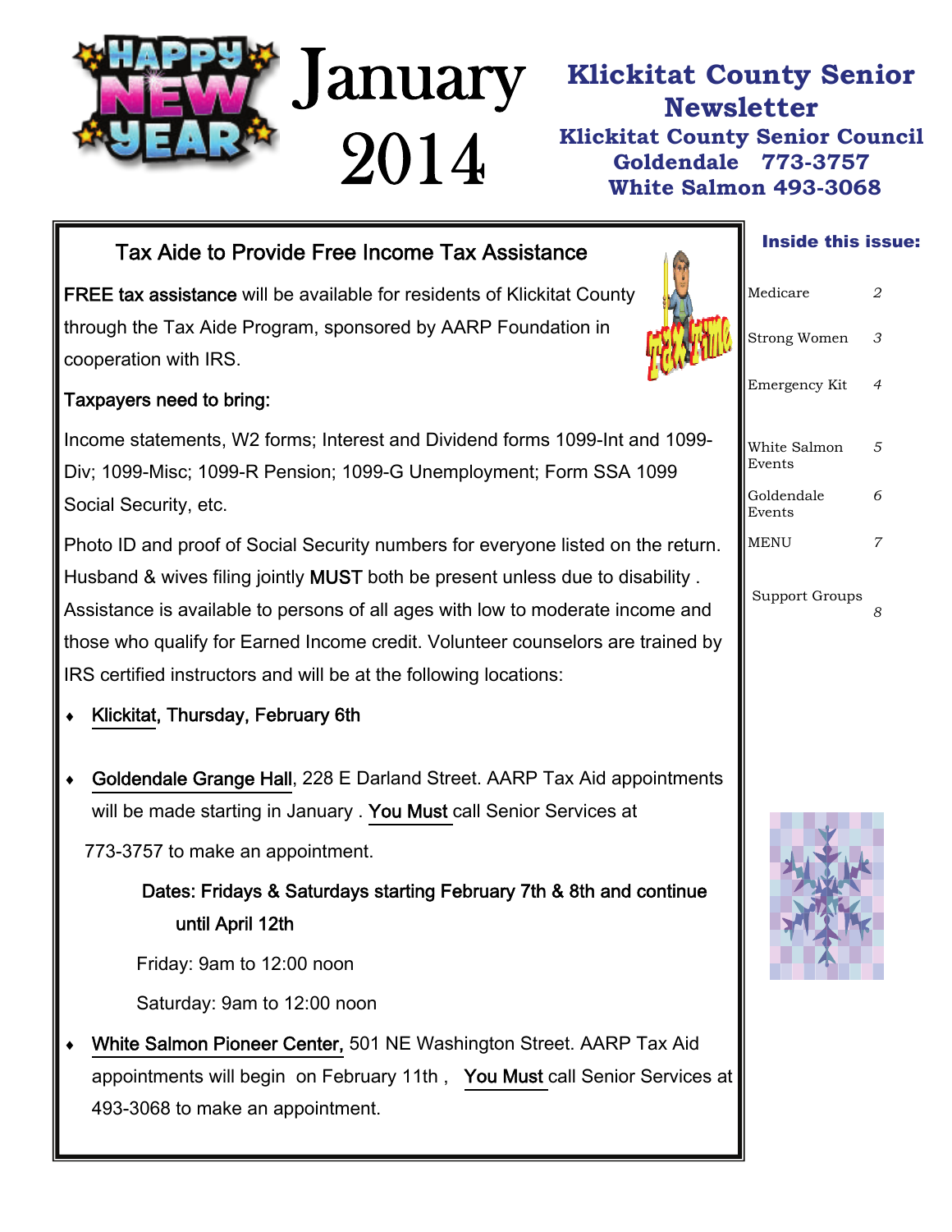# January 2014

## Klickitat County Senior Newsletter

**Klickitat County Senior Council**
**Goldendale 773-3757**
**White Salmon 493-3068**

### Tax Aide to Provide Free Income Tax Assistance

**FREE tax assistance** will be available for residents of Klickitat County through the Tax Aide Program, sponsored by AARP Foundation in cooperation with IRS.

**Taxpayers need to bring:**

Income statements, W2 forms; Interest and Dividend forms 1099-Int and 1099-Div; 1099-Misc; 1099-R Pension; 1099-G Unemployment; Form SSA 1099 Social Security, etc.

Photo ID and proof of Social Security numbers for everyone listed on the return. Husband & wives filing jointly **MUST** both be present unless due to disability . Assistance is available to persons of all ages with low to moderate income and those who qualify for Earned Income credit. Volunteer counselors are trained by IRS certified instructors and will be at the following locations:

- **Klickitat, Thursday, February 6th**
- **Goldendale Grange Hall**, 228 E Darland Street. AARP Tax Aid appointments will be made starting in January . **You Must** call Senior Services at 773-3757 to make an appointment.

  **Dates: Fridays & Saturdays starting February 7th & 8th and continue until April 12th**

  Friday: 9am to 12:00 noon

  Saturday: 9am to 12:00 noon
- **White Salmon Pioneer Center,** 501 NE Washington Street. AARP Tax Aid appointments will begin on February 11th , **You Must** call Senior Services at 493-3068 to make an appointment.

**Inside this issue:**

| | |
|---|---|
| Medicare | 2 |
| Strong Women | 3 |
| Emergency Kit | 4 |
| White Salmon Events | 5 |
| Goldendale Events | 6 |
| MENU | 7 |
| Support Groups | 8 |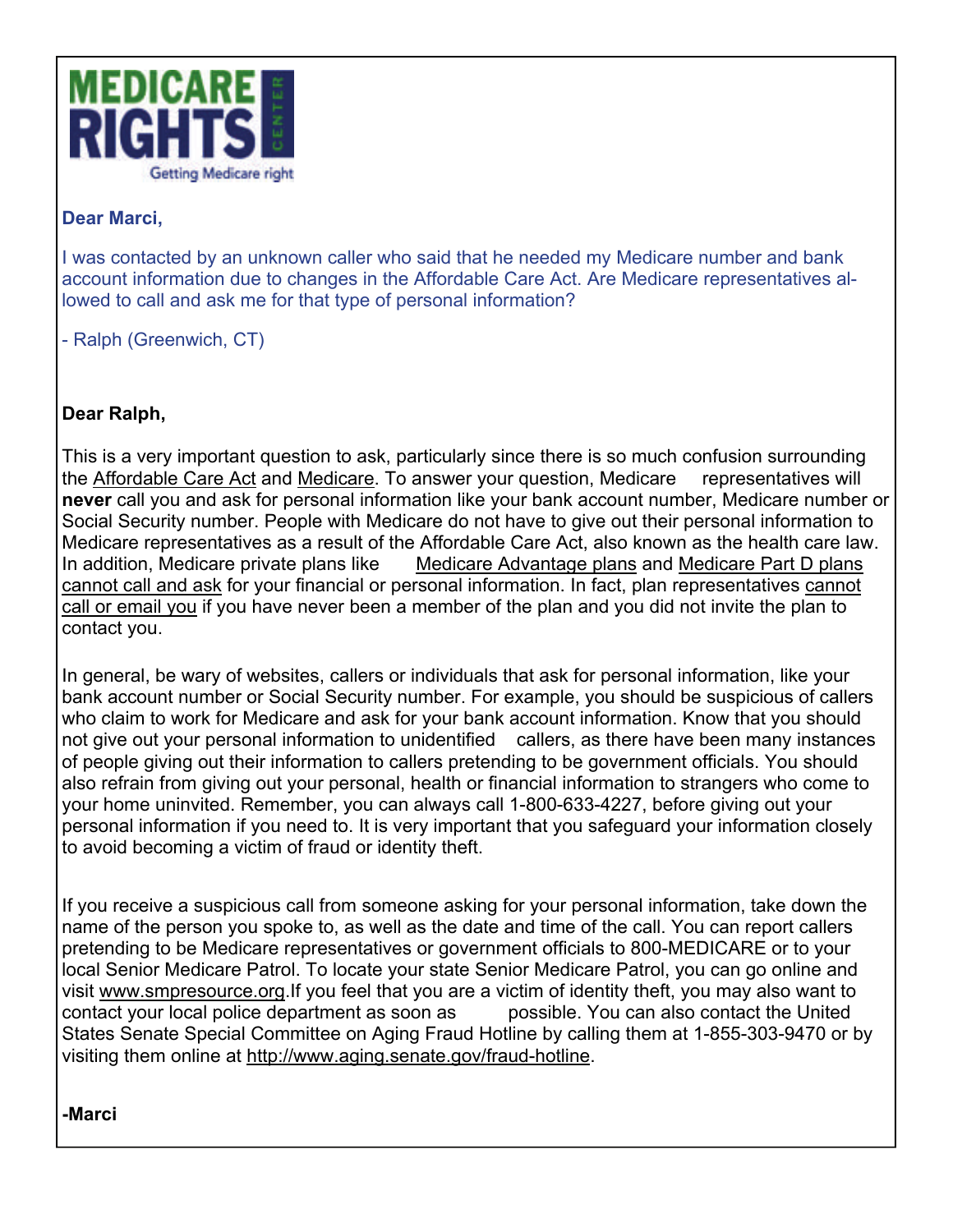**MEDICARE RIGHTS CENTER**

Getting Medicare right

**Dear Marci,**

I was contacted by an unknown caller who said that he needed my Medicare number and bank account information due to changes in the Affordable Care Act. Are Medicare representatives allowed to call and ask me for that type of personal information?

- Ralph (Greenwich, CT)

**Dear Ralph,**

This is a very important question to ask, particularly since there is so much confusion surrounding the Affordable Care Act and Medicare. To answer your question, Medicare representatives will **never** call you and ask for personal information like your bank account number, Medicare number or Social Security number. People with Medicare do not have to give out their personal information to Medicare representatives as a result of the Affordable Care Act, also known as the health care law. In addition, Medicare private plans like Medicare Advantage plans and Medicare Part D plans cannot call and ask for your financial or personal information. In fact, plan representatives cannot call or email you if you have never been a member of the plan and you did not invite the plan to contact you.

In general, be wary of websites, callers or individuals that ask for personal information, like your bank account number or Social Security number. For example, you should be suspicious of callers who claim to work for Medicare and ask for your bank account information. Know that you should not give out your personal information to unidentified callers, as there have been many instances of people giving out their information to callers pretending to be government officials. You should also refrain from giving out your personal, health or financial information to strangers who come to your home uninvited. Remember, you can always call 1-800-633-4227, before giving out your personal information if you need to. It is very important that you safeguard your information closely to avoid becoming a victim of fraud or identity theft.

If you receive a suspicious call from someone asking for your personal information, take down the name of the person you spoke to, as well as the date and time of the call. You can report callers pretending to be Medicare representatives or government officials to 800-MEDICARE or to your local Senior Medicare Patrol. To locate your state Senior Medicare Patrol, you can go online and visit www.smpresource.org.If you feel that you are a victim of identity theft, you may also want to contact your local police department as soon as possible. You can also contact the United States Senate Special Committee on Aging Fraud Hotline by calling them at 1-855-303-9470 or by visiting them online at http://www.aging.senate.gov/fraud-hotline.

**-Marci**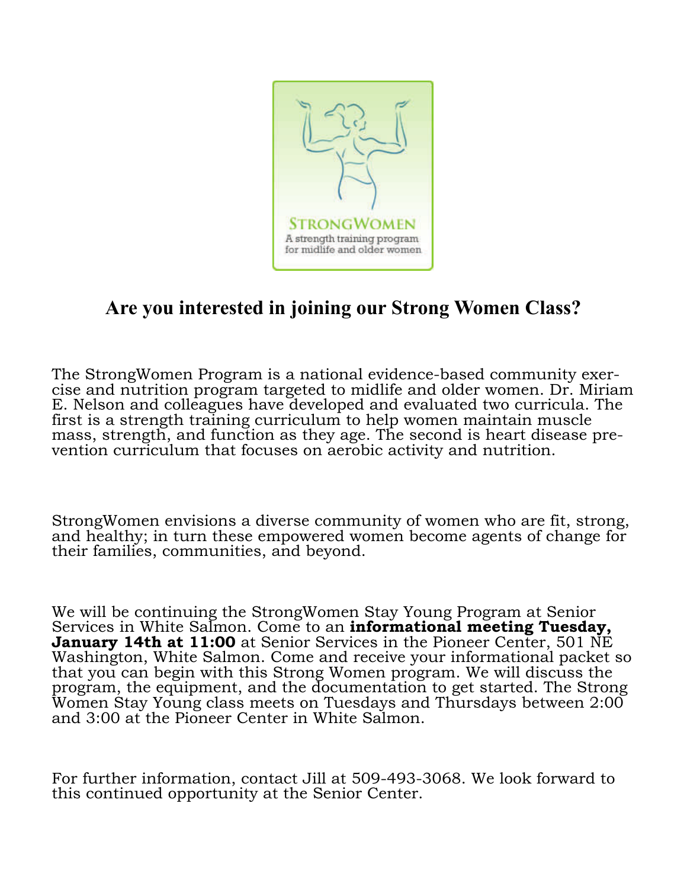STRONGWOMEN

A strength training program for midlife and older women

## Are you interested in joining our Strong Women Class?

The StrongWomen Program is a national evidence-based community exercise and nutrition program targeted to midlife and older women. Dr. Miriam E. Nelson and colleagues have developed and evaluated two curricula. The first is a strength training curriculum to help women maintain muscle mass, strength, and function as they age. The second is heart disease prevention curriculum that focuses on aerobic activity and nutrition.

StrongWomen envisions a diverse community of women who are fit, strong, and healthy; in turn these empowered women become agents of change for their families, communities, and beyond.

We will be continuing the StrongWomen Stay Young Program at Senior Services in White Salmon. Come to an **informational meeting Tuesday, January 14th at 11:00** at Senior Services in the Pioneer Center, 501 NE Washington, White Salmon. Come and receive your informational packet so that you can begin with this Strong Women program. We will discuss the program, the equipment, and the documentation to get started. The Strong Women Stay Young class meets on Tuesdays and Thursdays between 2:00 and 3:00 at the Pioneer Center in White Salmon.

For further information, contact Jill at 509-493-3068. We look forward to this continued opportunity at the Senior Center.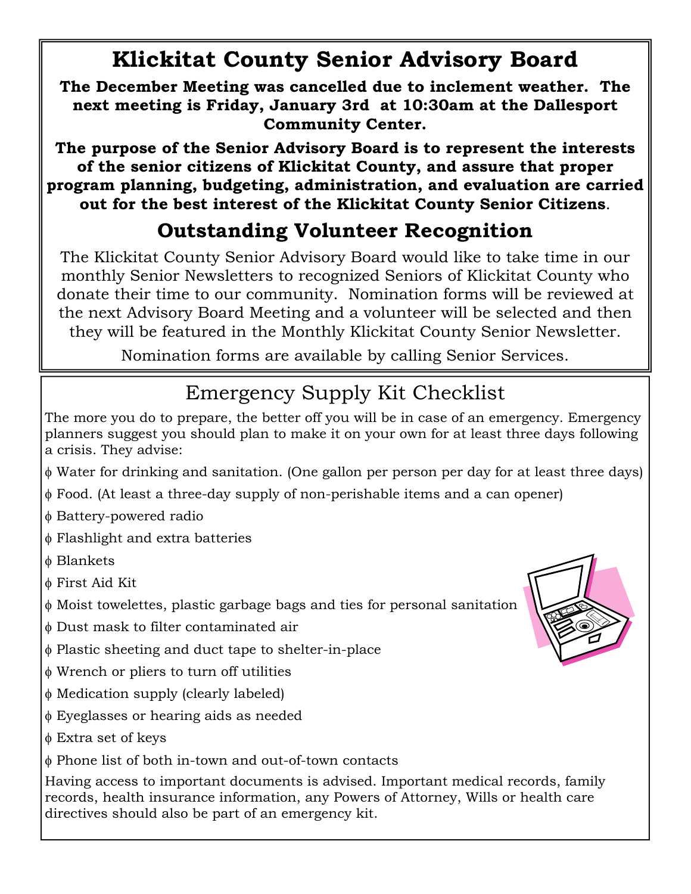# Klickitat County Senior Advisory Board

**The December Meeting was cancelled due to inclement weather. The next meeting is Friday, January 3rd at 10:30am at the Dallesport Community Center.**

**The purpose of the Senior Advisory Board is to represent the interests of the senior citizens of Klickitat County, and assure that proper program planning, budgeting, administration, and evaluation are carried out for the best interest of the Klickitat County Senior Citizens**.

## Outstanding Volunteer Recognition

The Klickitat County Senior Advisory Board would like to take time in our monthly Senior Newsletters to recognized Seniors of Klickitat County who donate their time to our community. Nomination forms will be reviewed at the next Advisory Board Meeting and a volunteer will be selected and then they will be featured in the Monthly Klickitat County Senior Newsletter.

Nomination forms are available by calling Senior Services.

## Emergency Supply Kit Checklist

The more you do to prepare, the better off you will be in case of an emergency. Emergency planners suggest you should plan to make it on your own for at least three days following a crisis. They advise:

- Water for drinking and sanitation. (One gallon per person per day for at least three days)
- Food. (At least a three-day supply of non-perishable items and a can opener)
- Battery-powered radio
- Flashlight and extra batteries
- Blankets
- First Aid Kit
- Moist towelettes, plastic garbage bags and ties for personal sanitation
- Dust mask to filter contaminated air
- Plastic sheeting and duct tape to shelter-in-place
- Wrench or pliers to turn off utilities
- Medication supply (clearly labeled)
- Eyeglasses or hearing aids as needed
- Extra set of keys
- Phone list of both in-town and out-of-town contacts

Having access to important documents is advised. Important medical records, family records, health insurance information, any Powers of Attorney, Wills or health care directives should also be part of an emergency kit.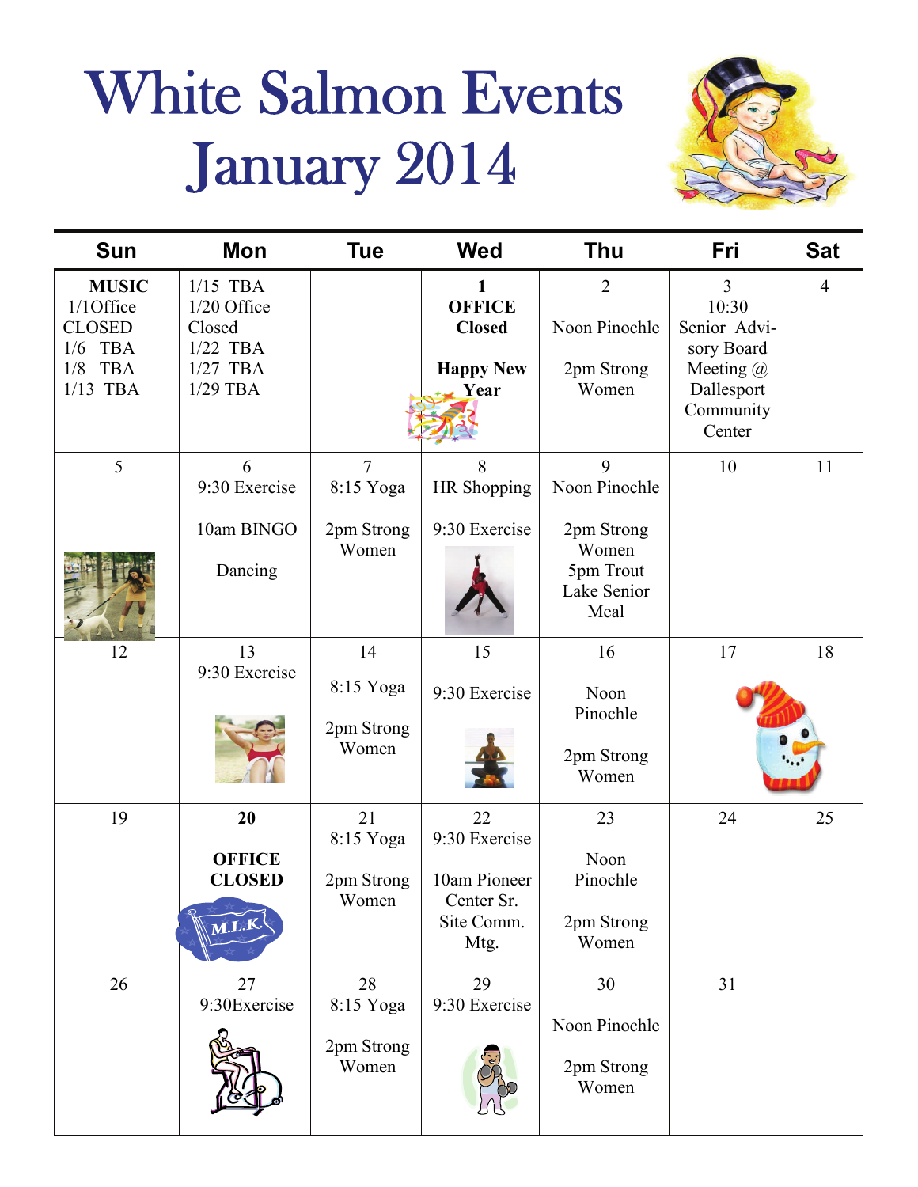# White Salmon Events January 2014

| Sun | Mon | Tue | Wed | Thu | Fri | Sat |
|---|---|---|---|---|---|---|
| **MUSIC** 1/1Office CLOSED 1/6 TBA 1/8 TBA 1/13 TBA | 1/15 TBA 1/20 Office Closed 1/22 TBA 1/27 TBA 1/29 TBA | | **1** **OFFICE Closed** **Happy New Year** | 2 Noon Pinochle 2pm Strong Women | 3 10:30 Senior Advisory Board Meeting @ Dallesport Community Center | 4 |
| 5 | 6 9:30 Exercise 10am BINGO Dancing | 7 8:15 Yoga 2pm Strong Women | 8 HR Shopping 9:30 Exercise | 9 Noon Pinochle 2pm Strong Women 5pm Trout Lake Senior Meal | 10 | 11 |
| 12 | 13 9:30 Exercise | 14 8:15 Yoga 2pm Strong Women | 15 9:30 Exercise | 16 Noon Pinochle 2pm Strong Women | 17 | 18 |
| 19 | **20** **OFFICE CLOSED** M.L.K. | 21 8:15 Yoga 2pm Strong Women | 22 9:30 Exercise 10am Pioneer Center Sr. Site Comm. Mtg. | 23 Noon Pinochle 2pm Strong Women | 24 | 25 |
| 26 | 27 9:30Exercise | 28 8:15 Yoga 2pm Strong Women | 29 9:30 Exercise | 30 Noon Pinochle 2pm Strong Women | 31 | |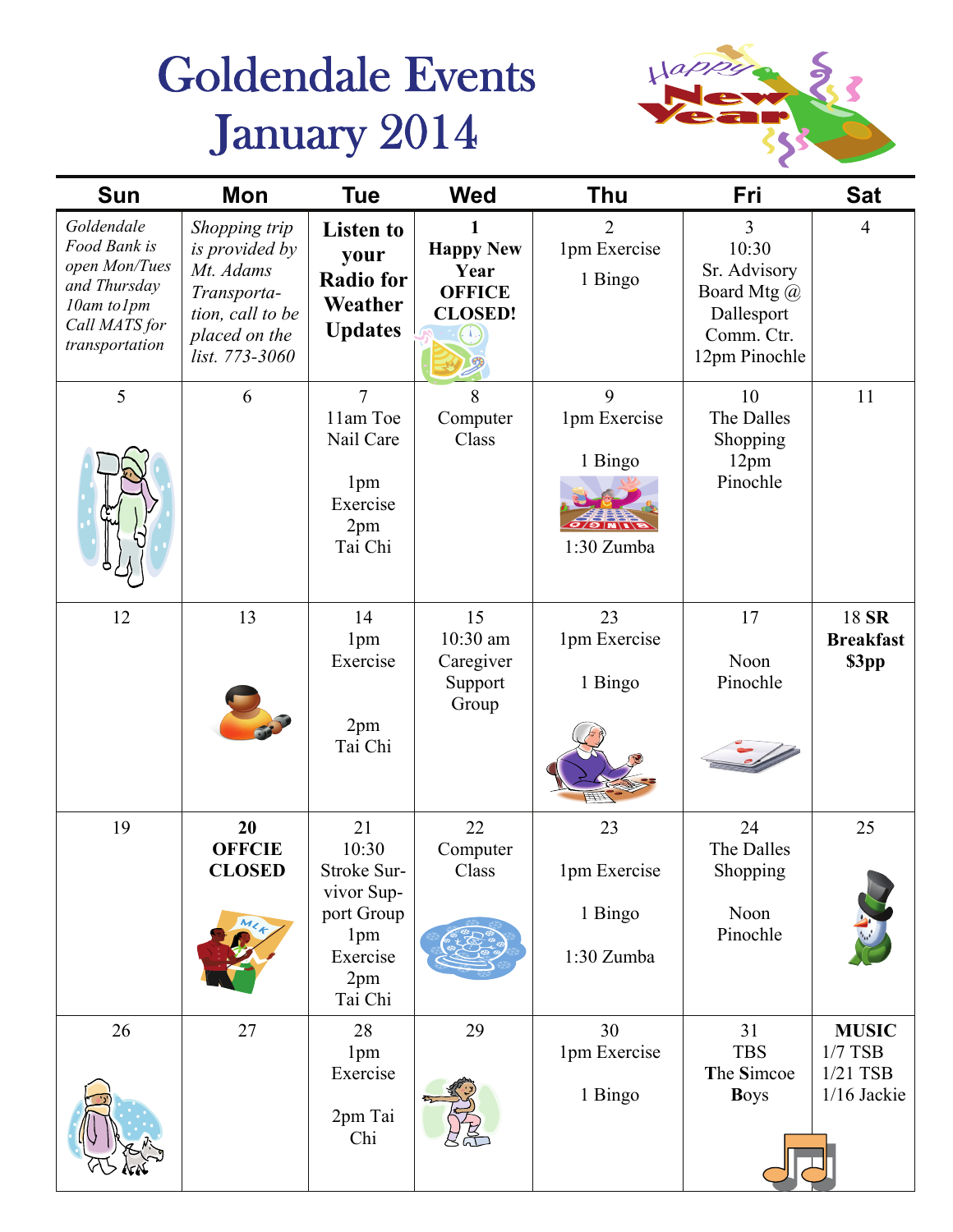# Goldendale Events January 2014

| Sun | Mon | Tue | Wed | Thu | Fri | Sat |
|---|---|---|---|---|---|---|
| *Goldendale Food Bank is open Mon/Tues and Thursday 10am to1pm Call MATS for transportation* | *Shopping trip is provided by Mt. Adams Transporta-tion, call to be placed on the list. 773-3060* | **Listen to your Radio for Weather Updates** | **1 Happy New Year OFFICE CLOSED!** | 2 1pm Exercise 1 Bingo | 3 10:30 Sr. Advisory Board Mtg @ Dallesport Comm. Ctr. 12pm Pinochle | 4 |
| 5 | 6 | 7 11am Toe Nail Care 1pm Exercise 2pm Tai Chi | 8 Computer Class | 9 1pm Exercise 1 Bingo 1:30 Zumba | 10 The Dalles Shopping 12pm Pinochle | 11 |
| 12 | 13 | 14 1pm Exercise 2pm Tai Chi | 15 10:30 am Caregiver Support Group | 23 1pm Exercise 1 Bingo | 17 Noon Pinochle | 18 **SR Breakfast $3pp** |
| 19 | **20 OFFCIE CLOSED** | 21 10:30 Stroke Sur-vivor Sup-port Group 1pm Exercise 2pm Tai Chi | 22 Computer Class | 23 1pm Exercise 1 Bingo 1:30 Zumba | 24 The Dalles Shopping Noon Pinochle | 25 |
| 26 | 27 | 28 1pm Exercise 2pm Tai Chi | 29 | 30 1pm Exercise 1 Bingo | 31 TBS The Simcoe **B**oys | **MUSIC** 1/7 TSB 1/21 TSB 1/16 Jackie |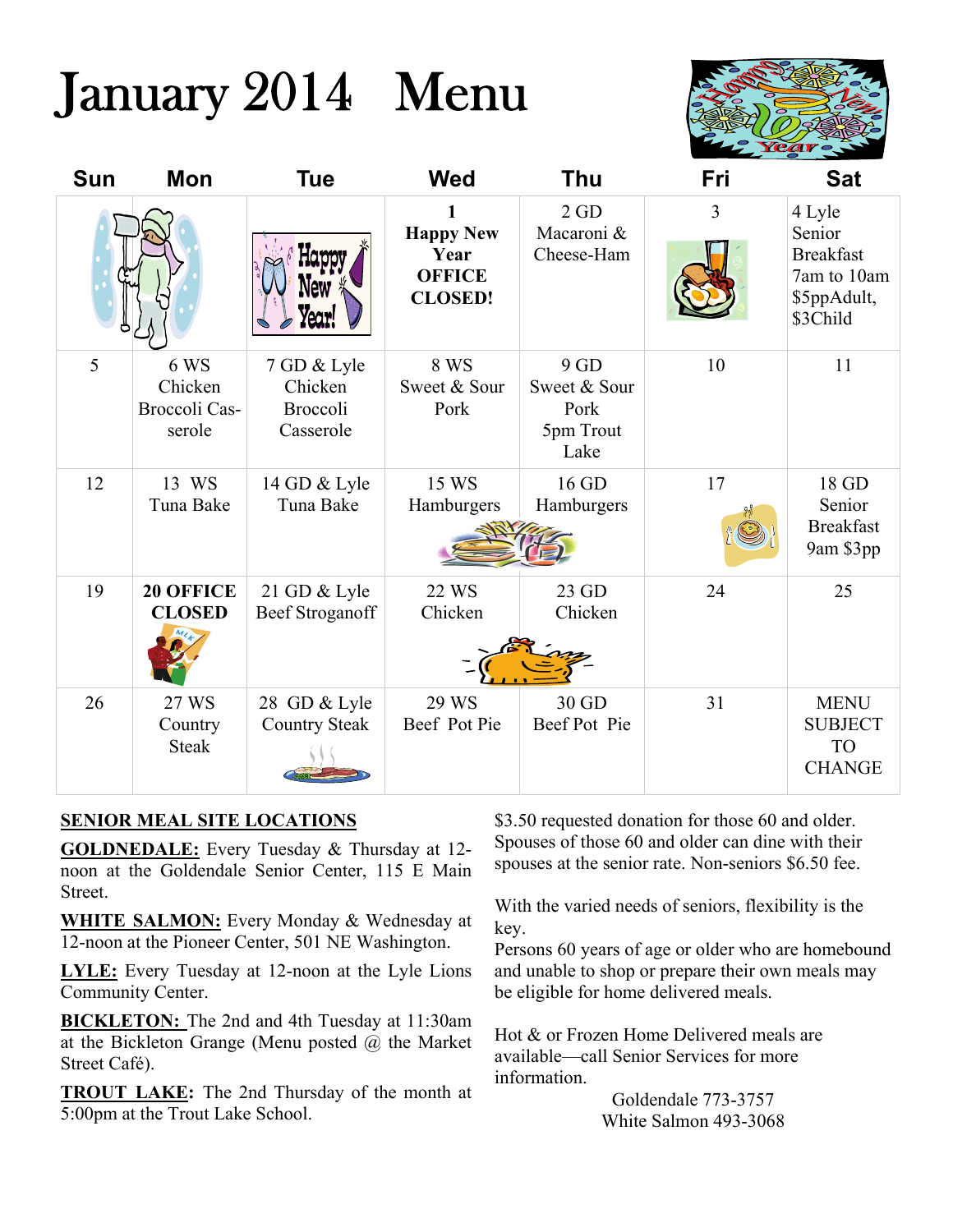# January 2014 Menu

| Sun | Mon | Tue | Wed | Thu | Fri | Sat |
|---|---|---|---|---|---|---|
| | | | **1 Happy New Year OFFICE CLOSED!** | 2 GD Macaroni & Cheese-Ham | 3 | 4 Lyle Senior Breakfast 7am to 10am $5ppAdult, $3Child |
| 5 | 6 WS Chicken Broccoli Casserole | 7 GD & Lyle Chicken Broccoli Casserole | 8 WS Sweet & Sour Pork | 9 GD Sweet & Sour Pork 5pm Trout Lake | 10 | 11 |
| 12 | 13 WS Tuna Bake | 14 GD & Lyle Tuna Bake | 15 WS Hamburgers | 16 GD Hamburgers | 17 | 18 GD Senior Breakfast 9am $3pp |
| 19 | **20 OFFICE CLOSED** | 21 GD & Lyle Beef Stroganoff | 22 WS Chicken | 23 GD Chicken | 24 | 25 |
| 26 | 27 WS Country Steak | 28 GD & Lyle Country Steak | 29 WS Beef Pot Pie | 30 GD Beef Pot Pie | 31 | MENU SUBJECT TO CHANGE |

**SENIOR MEAL SITE LOCATIONS**

**GOLDNEDALE:** Every Tuesday & Thursday at 12-noon at the Goldendale Senior Center, 115 E Main Street.

**WHITE SALMON:** Every Monday & Wednesday at 12-noon at the Pioneer Center, 501 NE Washington.

**LYLE:** Every Tuesday at 12-noon at the Lyle Lions Community Center.

**BICKLETON:** The 2nd and 4th Tuesday at 11:30am at the Bickleton Grange (Menu posted @ the Market Street Café).

**TROUT LAKE:** The 2nd Thursday of the month at 5:00pm at the Trout Lake School.

$3.50 requested donation for those 60 and older. Spouses of those 60 and older can dine with their spouses at the senior rate. Non-seniors $6.50 fee.

With the varied needs of seniors, flexibility is the key.
Persons 60 years of age or older who are homebound and unable to shop or prepare their own meals may be eligible for home delivered meals.

Hot & or Frozen Home Delivered meals are available—call Senior Services for more information.

Goldendale 773-3757
White Salmon 493-3068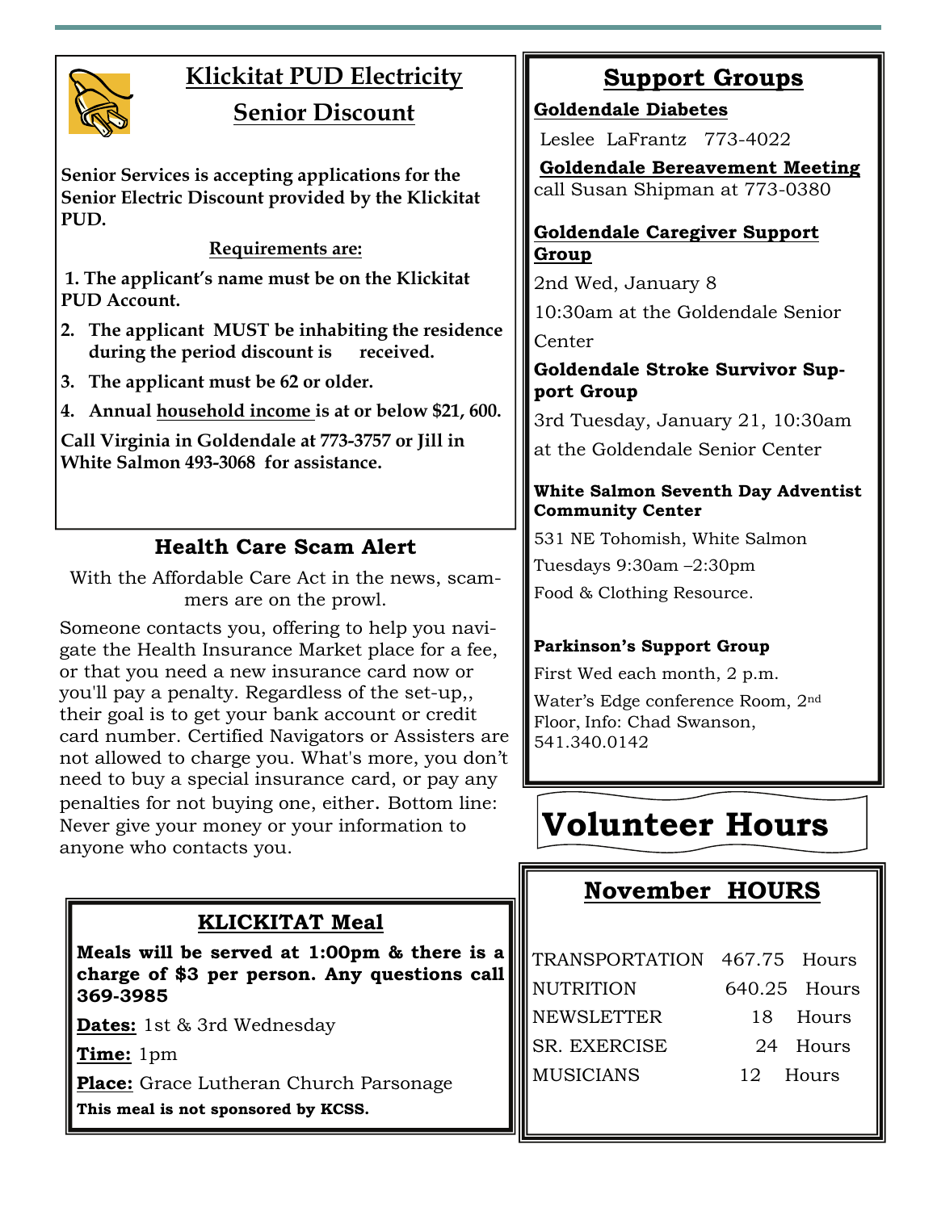## Klickitat PUD Electricity Senior Discount

**Senior Services is accepting applications for the Senior Electric Discount provided by the Klickitat PUD.**

**Requirements are:**

1. **The applicant's name must be on the Klickitat PUD Account.**
2. **The applicant MUST be inhabiting the residence during the period discount is received.**
3. **The applicant must be 62 or older.**
4. **Annual household income is at or below $21, 600.**

**Call Virginia in Goldendale at 773-3757 or Jill in White Salmon 493-3068 for assistance.**

## Health Care Scam Alert

With the Affordable Care Act in the news, scammers are on the prowl.

Someone contacts you, offering to help you navigate the Health Insurance Market place for a fee, or that you need a new insurance card now or you'll pay a penalty. Regardless of the set-up,, their goal is to get your bank account or credit card number. Certified Navigators or Assisters are not allowed to charge you. What's more, you don't need to buy a special insurance card, or pay any penalties for not buying one, either. Bottom line: Never give your money or your information to anyone who contacts you.

## KLICKITAT Meal

**Meals will be served at 1:00pm & there is a charge of $3 per person. Any questions call 369-3985**

**Dates:** 1st & 3rd Wednesday

**Time:** 1pm

**Place:** Grace Lutheran Church Parsonage

**This meal is not sponsored by KCSS.**

## Support Groups

**Goldendale Diabetes**

Leslee LaFrantz 773-4022

**Goldendale Bereavement Meeting**

call Susan Shipman at 773-0380

**Goldendale Caregiver Support Group**

2nd Wed, January 8

10:30am at the Goldendale Senior Center

**Goldendale Stroke Survivor Support Group**

3rd Tuesday, January 21, 10:30am at the Goldendale Senior Center

**White Salmon Seventh Day Adventist Community Center**

531 NE Tohomish, White Salmon

Tuesdays 9:30am –2:30pm

Food & Clothing Resource.

**Parkinson's Support Group**

First Wed each month, 2 p.m.

Water's Edge conference Room, 2nd Floor, Info: Chad Swanson, 541.340.0142

# Volunteer Hours

## November HOURS

| | | |
|---|---|---|
| TRANSPORTATION | 467.75 | Hours |
| NUTRITION | 640.25 | Hours |
| NEWSLETTER | 18 | Hours |
| SR. EXERCISE | 24 | Hours |
| MUSICIANS | 12 | Hours |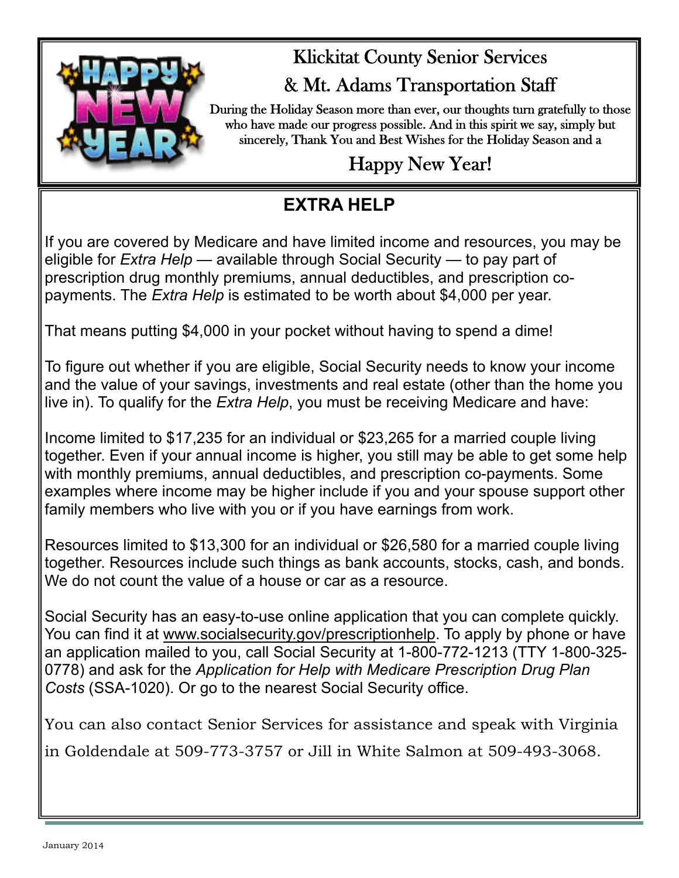## Klickitat County Senior Services

## & Mt. Adams Transportation Staff

During the Holiday Season more than ever, our thoughts turn gratefully to those who have made our progress possible. And in this spirit we say, simply but sincerely, Thank You and Best Wishes for the Holiday Season and a

## Happy New Year!

## EXTRA HELP

If you are covered by Medicare and have limited income and resources, you may be eligible for *Extra Help* — available through Social Security — to pay part of prescription drug monthly premiums, annual deductibles, and prescription co-payments. The *Extra Help* is estimated to be worth about $4,000 per year.

That means putting $4,000 in your pocket without having to spend a dime!

To figure out whether if you are eligible, Social Security needs to know your income and the value of your savings, investments and real estate (other than the home you live in). To qualify for the *Extra Help*, you must be receiving Medicare and have:

Income limited to $17,235 for an individual or $23,265 for a married couple living together. Even if your annual income is higher, you still may be able to get some help with monthly premiums, annual deductibles, and prescription co-payments. Some examples where income may be higher include if you and your spouse support other family members who live with you or if you have earnings from work.

Resources limited to $13,300 for an individual or $26,580 for a married couple living together. Resources include such things as bank accounts, stocks, cash, and bonds. We do not count the value of a house or car as a resource.

Social Security has an easy-to-use online application that you can complete quickly. You can find it at www.socialsecurity.gov/prescriptionhelp. To apply by phone or have an application mailed to you, call Social Security at 1-800-772-1213 (TTY 1-800-325-0778) and ask for the *Application for Help with Medicare Prescription Drug Plan Costs* (SSA-1020). Or go to the nearest Social Security office.

You can also contact Senior Services for assistance and speak with Virginia in Goldendale at 509-773-3757 or Jill in White Salmon at 509-493-3068.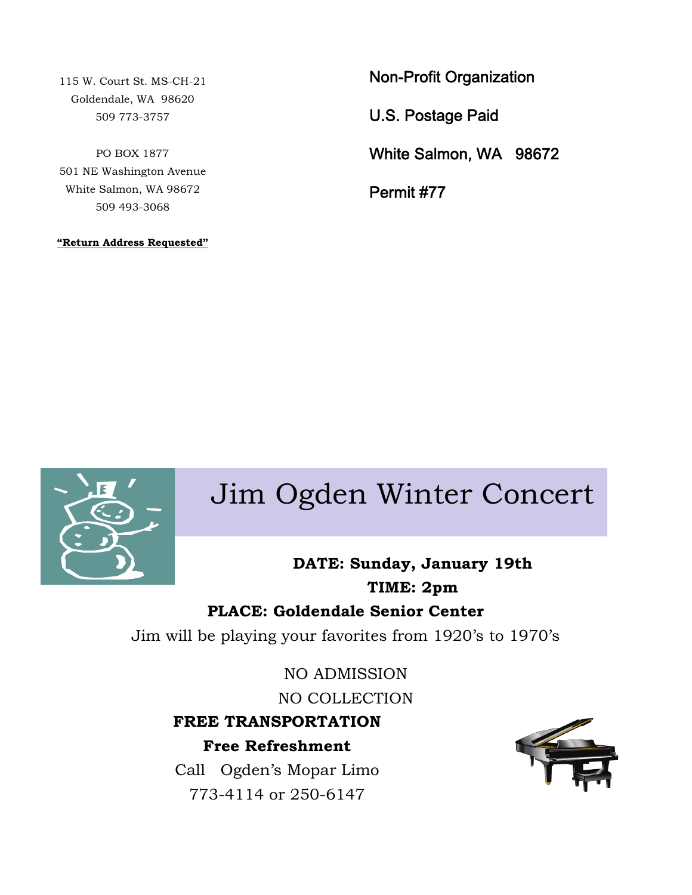115 W. Court St. MS-CH-21
Goldendale, WA 98620
509 773-3757

PO BOX 1877
501 NE Washington Avenue
White Salmon, WA 98672
509 493-3068

**"Return Address Requested"**

Non-Profit Organization

U.S. Postage Paid

White Salmon, WA 98672

Permit #77

# Jim Ogden Winter Concert

**DATE: Sunday, January 19th**

**TIME: 2pm**

**PLACE: Goldendale Senior Center**

Jim will be playing your favorites from 1920's to 1970's

NO ADMISSION

NO COLLECTION

**FREE TRANSPORTATION**

**Free Refreshment**

Call Ogden's Mopar Limo

773-4114 or 250-6147